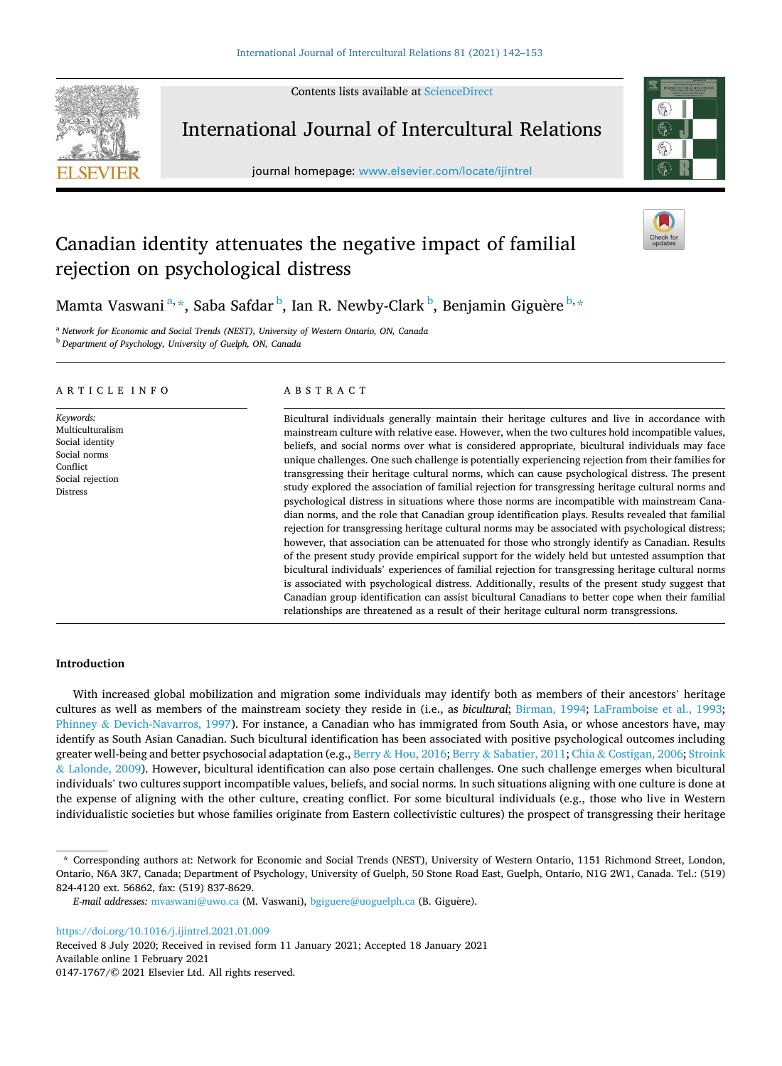# Canadian identity attenuates the negative impact of familial rejection on psychological distress

Mamta Vaswani[a,*], Saba Safdar[b], Ian R. Newby-Clark[b], Benjamin Giguère[b,*]

[a] *Network for Economic and Social Trends (NEST), University of Western Ontario, ON, Canada*
[b] *Department of Psychology, University of Guelph, ON, Canada*

## ARTICLE INFO

*Keywords:*
Multiculturalism
Social identity
Social norms
Conflict
Social rejection
Distress

## ABSTRACT

Bicultural individuals generally maintain their heritage cultures and live in accordance with mainstream culture with relative ease. However, when the two cultures hold incompatible values, beliefs, and social norms over what is considered appropriate, bicultural individuals may face unique challenges. One such challenge is potentially experiencing rejection from their families for transgressing their heritage cultural norms, which can cause psychological distress. The present study explored the association of familial rejection for transgressing heritage cultural norms and psychological distress in situations where those norms are incompatible with mainstream Canadian norms, and the role that Canadian group identification plays. Results revealed that familial rejection for transgressing heritage cultural norms may be associated with psychological distress; however, that association can be attenuated for those who strongly identify as Canadian. Results of the present study provide empirical support for the widely held but untested assumption that bicultural individuals' experiences of familial rejection for transgressing heritage cultural norms is associated with psychological distress. Additionally, results of the present study suggest that Canadian group identification can assist bicultural Canadians to better cope when their familial relationships are threatened as a result of their heritage cultural norm transgressions.

## Introduction

With increased global mobilization and migration some individuals may identify both as members of their ancestors' heritage cultures as well as members of the mainstream society they reside in (i.e., as *bicultural*; Birman, 1994; LaFramboise et al., 1993; Phinney & Devich-Navarros, 1997). For instance, a Canadian who has immigrated from South Asia, or whose ancestors have, may identify as South Asian Canadian. Such bicultural identification has been associated with positive psychological outcomes including greater well-being and better psychosocial adaptation (e.g., Berry & Hou, 2016; Berry & Sabatier, 2011; Chia & Costigan, 2006; Stroink & Lalonde, 2009). However, bicultural identification can also pose certain challenges. One such challenge emerges when bicultural individuals' two cultures support incompatible values, beliefs, and social norms. In such situations aligning with one culture is done at the expense of aligning with the other culture, creating conflict. For some bicultural individuals (e.g., those who live in Western individualistic societies but whose families originate from Eastern collectivistic cultures) the prospect of transgressing their heritage

* Corresponding authors at: Network for Economic and Social Trends (NEST), University of Western Ontario, 1151 Richmond Street, London, Ontario, N6A 3K7, Canada; Department of Psychology, University of Guelph, 50 Stone Road East, Guelph, Ontario, N1G 2W1, Canada. Tel.: (519) 824-4120 ext. 56862, fax: (519) 837-8629.

*E-mail addresses:* mvaswani@uwo.ca (M. Vaswani), bgiguere@uoguelph.ca (B. Giguère).

https://doi.org/10.1016/j.ijintrel.2021.01.009
Received 8 July 2020; Received in revised form 11 January 2021; Accepted 18 January 2021
Available online 1 February 2021
0147-1767/© 2021 Elsevier Ltd. All rights reserved.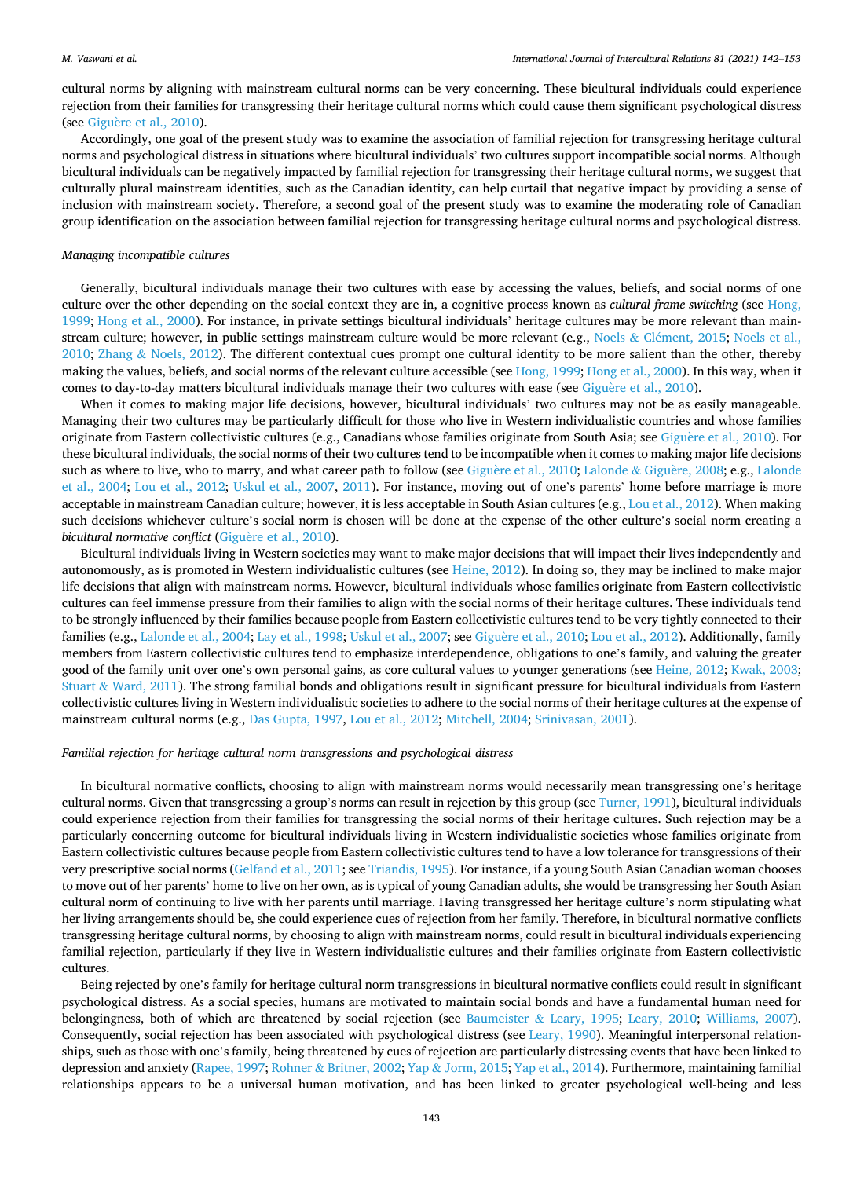cultural norms by aligning with mainstream cultural norms can be very concerning. These bicultural individuals could experience rejection from their families for transgressing their heritage cultural norms which could cause them significant psychological distress (see Giguère et al., 2010).

Accordingly, one goal of the present study was to examine the association of familial rejection for transgressing heritage cultural norms and psychological distress in situations where bicultural individuals' two cultures support incompatible social norms. Although bicultural individuals can be negatively impacted by familial rejection for transgressing their heritage cultural norms, we suggest that culturally plural mainstream identities, such as the Canadian identity, can help curtail that negative impact by providing a sense of inclusion with mainstream society. Therefore, a second goal of the present study was to examine the moderating role of Canadian group identification on the association between familial rejection for transgressing heritage cultural norms and psychological distress.

### *Managing incompatible cultures*

Generally, bicultural individuals manage their two cultures with ease by accessing the values, beliefs, and social norms of one culture over the other depending on the social context they are in, a cognitive process known as *cultural frame switching* (see Hong, 1999; Hong et al., 2000). For instance, in private settings bicultural individuals' heritage cultures may be more relevant than mainstream culture; however, in public settings mainstream culture would be more relevant (e.g., Noels & Clément, 2015; Noels et al., 2010; Zhang & Noels, 2012). The different contextual cues prompt one cultural identity to be more salient than the other, thereby making the values, beliefs, and social norms of the relevant culture accessible (see Hong, 1999; Hong et al., 2000). In this way, when it comes to day-to-day matters bicultural individuals manage their two cultures with ease (see Giguère et al., 2010).

When it comes to making major life decisions, however, bicultural individuals' two cultures may not be as easily manageable. Managing their two cultures may be particularly difficult for those who live in Western individualistic countries and whose families originate from Eastern collectivistic cultures (e.g., Canadians whose families originate from South Asia; see Giguère et al., 2010). For these bicultural individuals, the social norms of their two cultures tend to be incompatible when it comes to making major life decisions such as where to live, who to marry, and what career path to follow (see Giguère et al., 2010; Lalonde & Giguère, 2008; e.g., Lalonde et al., 2004; Lou et al., 2012; Uskul et al., 2007, 2011). For instance, moving out of one's parents' home before marriage is more acceptable in mainstream Canadian culture; however, it is less acceptable in South Asian cultures (e.g., Lou et al., 2012). When making such decisions whichever culture's social norm is chosen will be done at the expense of the other culture's social norm creating a *bicultural normative conflict* (Giguère et al., 2010).

Bicultural individuals living in Western societies may want to make major decisions that will impact their lives independently and autonomously, as is promoted in Western individualistic cultures (see Heine, 2012). In doing so, they may be inclined to make major life decisions that align with mainstream norms. However, bicultural individuals whose families originate from Eastern collectivistic cultures can feel immense pressure from their families to align with the social norms of their heritage cultures. These individuals tend to be strongly influenced by their families because people from Eastern collectivistic cultures tend to be very tightly connected to their families (e.g., Lalonde et al., 2004; Lay et al., 1998; Uskul et al., 2007; see Giguère et al., 2010; Lou et al., 2012). Additionally, family members from Eastern collectivistic cultures tend to emphasize interdependence, obligations to one's family, and valuing the greater good of the family unit over one's own personal gains, as core cultural values to younger generations (see Heine, 2012; Kwak, 2003; Stuart & Ward, 2011). The strong familial bonds and obligations result in significant pressure for bicultural individuals from Eastern collectivistic cultures living in Western individualistic societies to adhere to the social norms of their heritage cultures at the expense of mainstream cultural norms (e.g., Das Gupta, 1997, Lou et al., 2012; Mitchell, 2004; Srinivasan, 2001).

### *Familial rejection for heritage cultural norm transgressions and psychological distress*

In bicultural normative conflicts, choosing to align with mainstream norms would necessarily mean transgressing one's heritage cultural norms. Given that transgressing a group's norms can result in rejection by this group (see Turner, 1991), bicultural individuals could experience rejection from their families for transgressing the social norms of their heritage cultures. Such rejection may be a particularly concerning outcome for bicultural individuals living in Western individualistic societies whose families originate from Eastern collectivistic cultures because people from Eastern collectivistic cultures tend to have a low tolerance for transgressions of their very prescriptive social norms (Gelfand et al., 2011; see Triandis, 1995). For instance, if a young South Asian Canadian woman chooses to move out of her parents' home to live on her own, as is typical of young Canadian adults, she would be transgressing her South Asian cultural norm of continuing to live with her parents until marriage. Having transgressed her heritage culture's norm stipulating what her living arrangements should be, she could experience cues of rejection from her family. Therefore, in bicultural normative conflicts transgressing heritage cultural norms, by choosing to align with mainstream norms, could result in bicultural individuals experiencing familial rejection, particularly if they live in Western individualistic cultures and their families originate from Eastern collectivistic cultures.

Being rejected by one's family for heritage cultural norm transgressions in bicultural normative conflicts could result in significant psychological distress. As a social species, humans are motivated to maintain social bonds and have a fundamental human need for belongingness, both of which are threatened by social rejection (see Baumeister & Leary, 1995; Leary, 2010; Williams, 2007). Consequently, social rejection has been associated with psychological distress (see Leary, 1990). Meaningful interpersonal relationships, such as those with one's family, being threatened by cues of rejection are particularly distressing events that have been linked to depression and anxiety (Rapee, 1997; Rohner & Britner, 2002; Yap & Jorm, 2015; Yap et al., 2014). Furthermore, maintaining familial relationships appears to be a universal human motivation, and has been linked to greater psychological well-being and less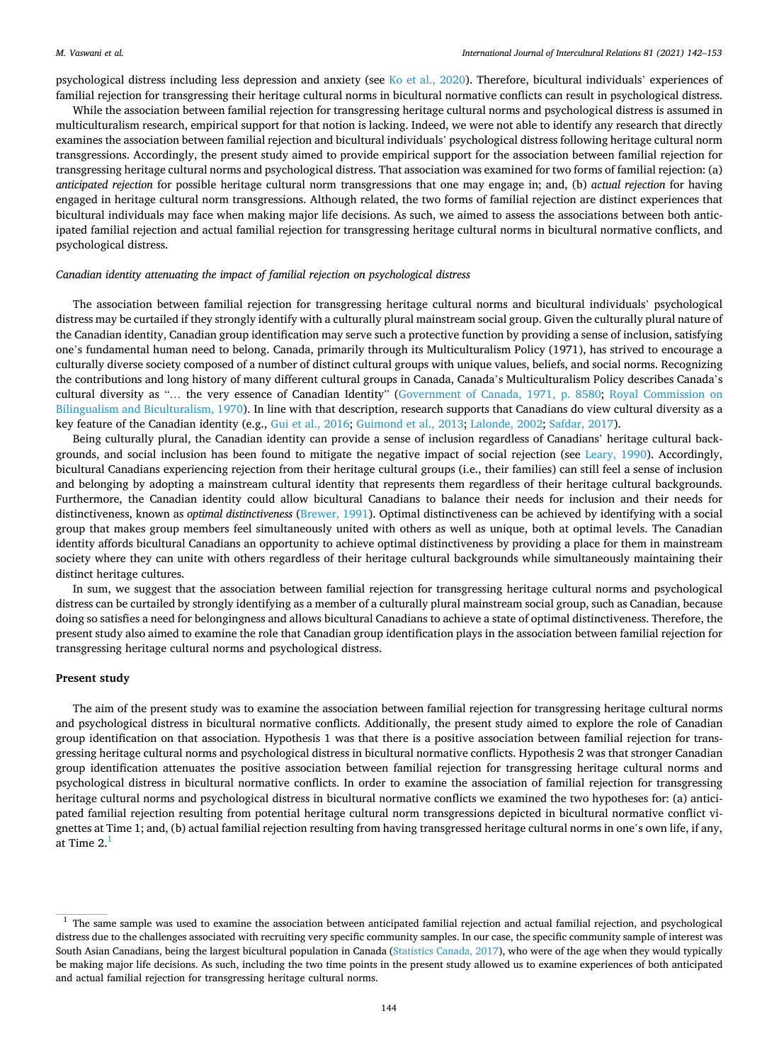psychological distress including less depression and anxiety (see Ko et al., 2020). Therefore, bicultural individuals' experiences of familial rejection for transgressing their heritage cultural norms in bicultural normative conflicts can result in psychological distress.

While the association between familial rejection for transgressing heritage cultural norms and psychological distress is assumed in multiculturalism research, empirical support for that notion is lacking. Indeed, we were not able to identify any research that directly examines the association between familial rejection and bicultural individuals' psychological distress following heritage cultural norm transgressions. Accordingly, the present study aimed to provide empirical support for the association between familial rejection for transgressing heritage cultural norms and psychological distress. That association was examined for two forms of familial rejection: (a) *anticipated rejection* for possible heritage cultural norm transgressions that one may engage in; and, (b) *actual rejection* for having engaged in heritage cultural norm transgressions. Although related, the two forms of familial rejection are distinct experiences that bicultural individuals may face when making major life decisions. As such, we aimed to assess the associations between both anticipated familial rejection and actual familial rejection for transgressing heritage cultural norms in bicultural normative conflicts, and psychological distress.

*Canadian identity attenuating the impact of familial rejection on psychological distress*

The association between familial rejection for transgressing heritage cultural norms and bicultural individuals' psychological distress may be curtailed if they strongly identify with a culturally plural mainstream social group. Given the culturally plural nature of the Canadian identity, Canadian group identification may serve such a protective function by providing a sense of inclusion, satisfying one's fundamental human need to belong. Canada, primarily through its Multiculturalism Policy (1971), has strived to encourage a culturally diverse society composed of a number of distinct cultural groups with unique values, beliefs, and social norms. Recognizing the contributions and long history of many different cultural groups in Canada, Canada's Multiculturalism Policy describes Canada's cultural diversity as "… the very essence of Canadian Identity" (Government of Canada, 1971, p. 8580; Royal Commission on Bilingualism and Biculturalism, 1970). In line with that description, research supports that Canadians do view cultural diversity as a key feature of the Canadian identity (e.g., Gui et al., 2016; Guimond et al., 2013; Lalonde, 2002; Safdar, 2017).

Being culturally plural, the Canadian identity can provide a sense of inclusion regardless of Canadians' heritage cultural backgrounds, and social inclusion has been found to mitigate the negative impact of social rejection (see Leary, 1990). Accordingly, bicultural Canadians experiencing rejection from their heritage cultural groups (i.e., their families) can still feel a sense of inclusion and belonging by adopting a mainstream cultural identity that represents them regardless of their heritage cultural backgrounds. Furthermore, the Canadian identity could allow bicultural Canadians to balance their needs for inclusion and their needs for distinctiveness, known as *optimal distinctiveness* (Brewer, 1991). Optimal distinctiveness can be achieved by identifying with a social group that makes group members feel simultaneously united with others as well as unique, both at optimal levels. The Canadian identity affords bicultural Canadians an opportunity to achieve optimal distinctiveness by providing a place for them in mainstream society where they can unite with others regardless of their heritage cultural backgrounds while simultaneously maintaining their distinct heritage cultures.

In sum, we suggest that the association between familial rejection for transgressing heritage cultural norms and psychological distress can be curtailed by strongly identifying as a member of a culturally plural mainstream social group, such as Canadian, because doing so satisfies a need for belongingness and allows bicultural Canadians to achieve a state of optimal distinctiveness. Therefore, the present study also aimed to examine the role that Canadian group identification plays in the association between familial rejection for transgressing heritage cultural norms and psychological distress.

## Present study

The aim of the present study was to examine the association between familial rejection for transgressing heritage cultural norms and psychological distress in bicultural normative conflicts. Additionally, the present study aimed to explore the role of Canadian group identification on that association. Hypothesis 1 was that there is a positive association between familial rejection for transgressing heritage cultural norms and psychological distress in bicultural normative conflicts. Hypothesis 2 was that stronger Canadian group identification attenuates the positive association between familial rejection for transgressing heritage cultural norms and psychological distress in bicultural normative conflicts. In order to examine the association of familial rejection for transgressing heritage cultural norms and psychological distress in bicultural normative conflicts we examined the two hypotheses for: (a) anticipated familial rejection resulting from potential heritage cultural norm transgressions depicted in bicultural normative conflict vignettes at Time 1; and, (b) actual familial rejection resulting from having transgressed heritage cultural norms in one's own life, if any, at Time 2.[1]

[1] The same sample was used to examine the association between anticipated familial rejection and actual familial rejection, and psychological distress due to the challenges associated with recruiting very specific community samples. In our case, the specific community sample of interest was South Asian Canadians, being the largest bicultural population in Canada (Statistics Canada, 2017), who were of the age when they would typically be making major life decisions. As such, including the two time points in the present study allowed us to examine experiences of both anticipated and actual familial rejection for transgressing heritage cultural norms.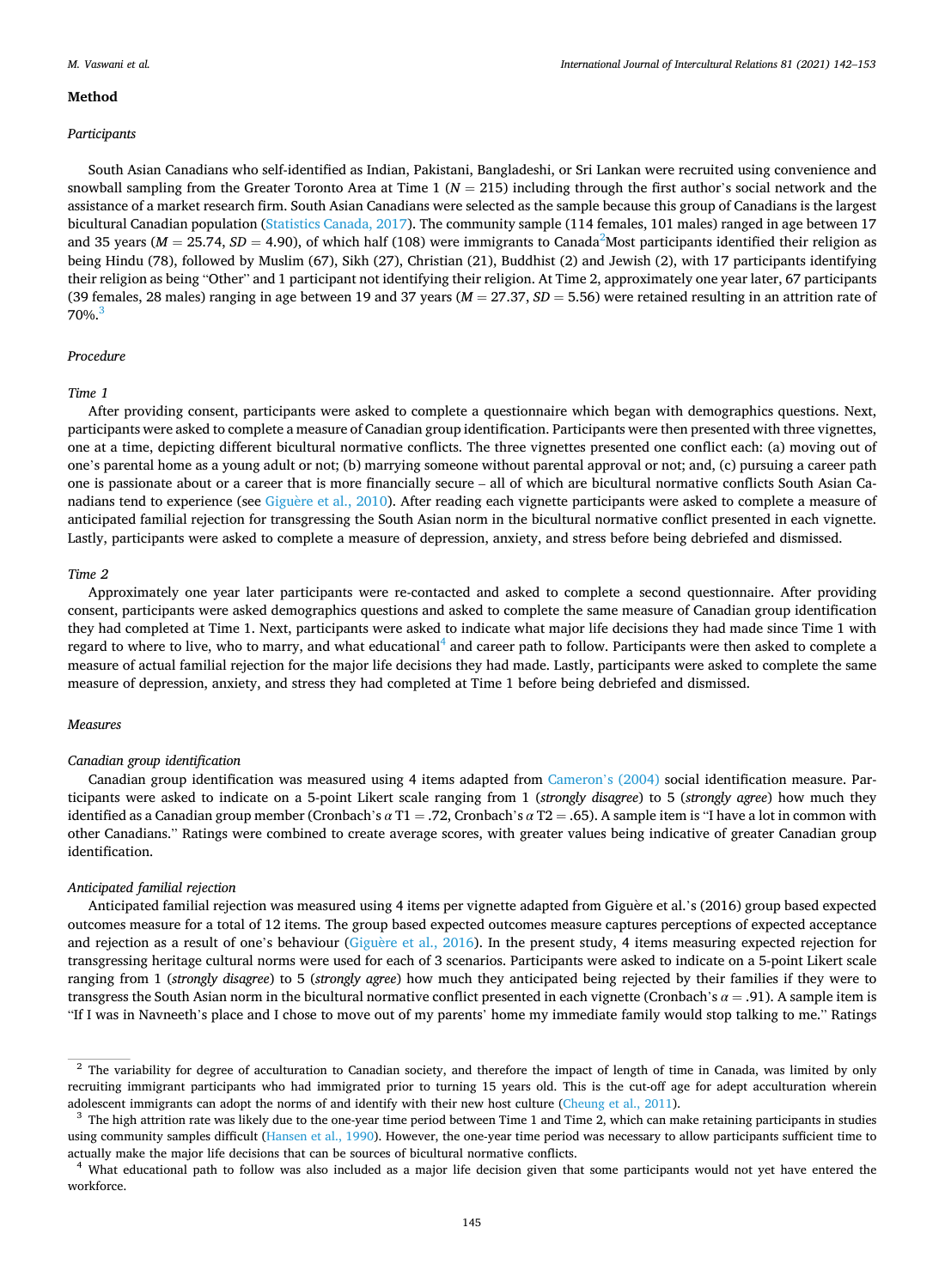## Method

### *Participants*

South Asian Canadians who self-identified as Indian, Pakistani, Bangladeshi, or Sri Lankan were recruited using convenience and snowball sampling from the Greater Toronto Area at Time 1 ($N = 215$) including through the first author's social network and the assistance of a market research firm. South Asian Canadians were selected as the sample because this group of Canadians is the largest bicultural Canadian population (Statistics Canada, 2017). The community sample (114 females, 101 males) ranged in age between 17 and 35 years ($M = 25.74$, $SD = 4.90$), of which half (108) were immigrants to Canada[2]Most participants identified their religion as being Hindu (78), followed by Muslim (67), Sikh (27), Christian (21), Buddhist (2) and Jewish (2), with 17 participants identifying their religion as being "Other" and 1 participant not identifying their religion. At Time 2, approximately one year later, 67 participants (39 females, 28 males) ranging in age between 19 and 37 years ($M = 27.37$, $SD = 5.56$) were retained resulting in an attrition rate of 70%.[3]

### *Procedure*

#### *Time 1*

After providing consent, participants were asked to complete a questionnaire which began with demographics questions. Next, participants were asked to complete a measure of Canadian group identification. Participants were then presented with three vignettes, one at a time, depicting different bicultural normative conflicts. The three vignettes presented one conflict each: (a) moving out of one's parental home as a young adult or not; (b) marrying someone without parental approval or not; and, (c) pursuing a career path one is passionate about or a career that is more financially secure – all of which are bicultural normative conflicts South Asian Canadians tend to experience (see Giguère et al., 2010). After reading each vignette participants were asked to complete a measure of anticipated familial rejection for transgressing the South Asian norm in the bicultural normative conflict presented in each vignette. Lastly, participants were asked to complete a measure of depression, anxiety, and stress before being debriefed and dismissed.

#### *Time 2*

Approximately one year later participants were re-contacted and asked to complete a second questionnaire. After providing consent, participants were asked demographics questions and asked to complete the same measure of Canadian group identification they had completed at Time 1. Next, participants were asked to indicate what major life decisions they had made since Time 1 with regard to where to live, who to marry, and what educational[4] and career path to follow. Participants were then asked to complete a measure of actual familial rejection for the major life decisions they had made. Lastly, participants were asked to complete the same measure of depression, anxiety, and stress they had completed at Time 1 before being debriefed and dismissed.

### *Measures*

#### *Canadian group identification*

Canadian group identification was measured using 4 items adapted from Cameron's (2004) social identification measure. Participants were asked to indicate on a 5-point Likert scale ranging from 1 (*strongly disagree*) to 5 (*strongly agree*) how much they identified as a Canadian group member (Cronbach's $\alpha$ T1 = .72, Cronbach's $\alpha$ T2 = .65). A sample item is "I have a lot in common with other Canadians." Ratings were combined to create average scores, with greater values being indicative of greater Canadian group identification.

#### *Anticipated familial rejection*

Anticipated familial rejection was measured using 4 items per vignette adapted from Giguère et al.'s (2016) group based expected outcomes measure for a total of 12 items. The group based expected outcomes measure captures perceptions of expected acceptance and rejection as a result of one's behaviour (Giguère et al., 2016). In the present study, 4 items measuring expected rejection for transgressing heritage cultural norms were used for each of 3 scenarios. Participants were asked to indicate on a 5-point Likert scale ranging from 1 (*strongly disagree*) to 5 (*strongly agree*) how much they anticipated being rejected by their families if they were to transgress the South Asian norm in the bicultural normative conflict presented in each vignette (Cronbach's $\alpha$ = .91). A sample item is "If I was in Navneeth's place and I chose to move out of my parents' home my immediate family would stop talking to me." Ratings

---

[2] The variability for degree of acculturation to Canadian society, and therefore the impact of length of time in Canada, was limited by only recruiting immigrant participants who had immigrated prior to turning 15 years old. This is the cut-off age for adept acculturation wherein adolescent immigrants can adopt the norms of and identify with their new host culture (Cheung et al., 2011).

[3] The high attrition rate was likely due to the one-year time period between Time 1 and Time 2, which can make retaining participants in studies using community samples difficult (Hansen et al., 1990). However, the one-year time period was necessary to allow participants sufficient time to actually make the major life decisions that can be sources of bicultural normative conflicts.

[4] What educational path to follow was also included as a major life decision given that some participants would not yet have entered the workforce.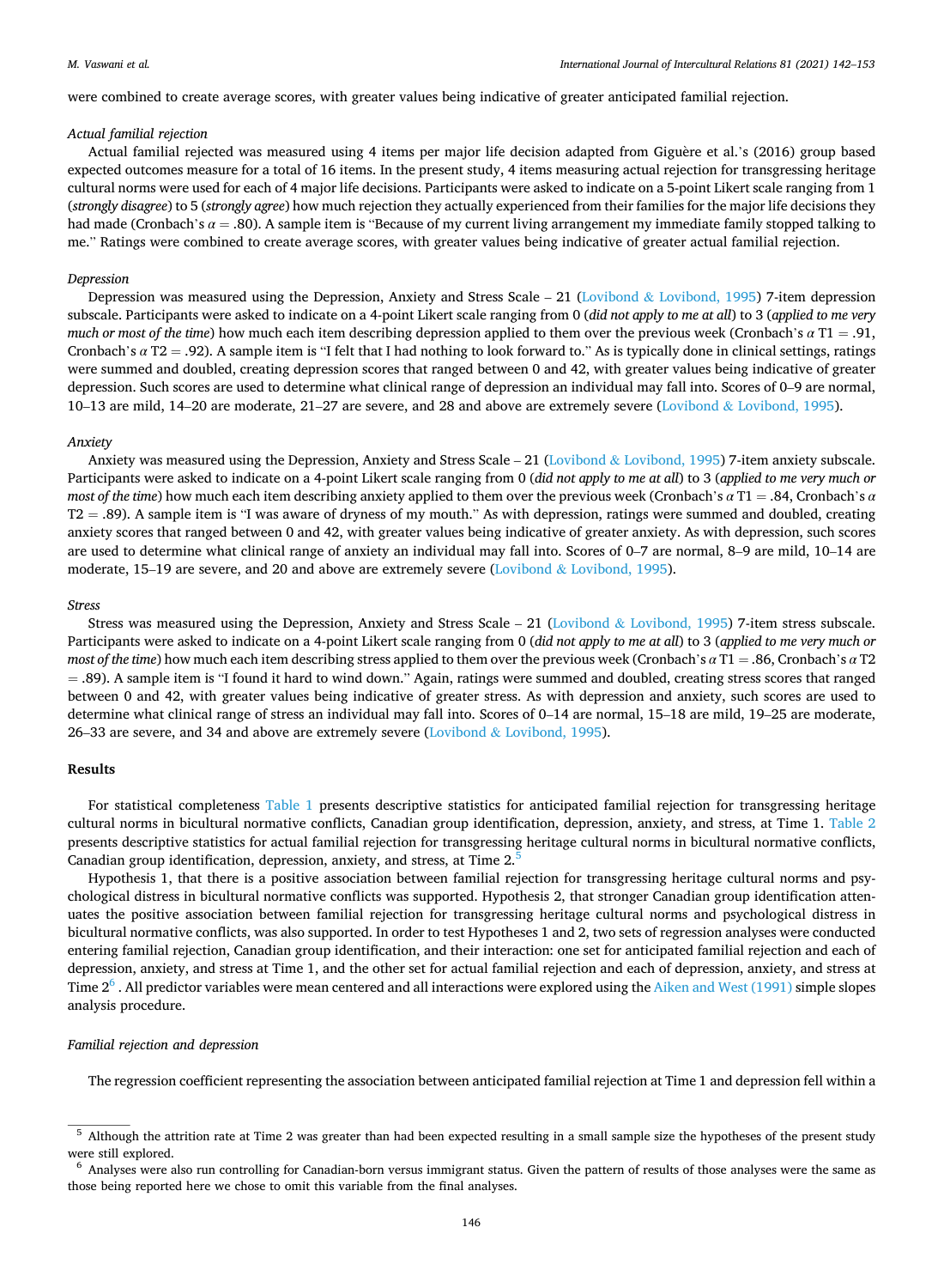were combined to create average scores, with greater values being indicative of greater anticipated familial rejection.

*Actual familial rejection*

Actual familial rejected was measured using 4 items per major life decision adapted from Giguère et al.'s (2016) group based expected outcomes measure for a total of 16 items. In the present study, 4 items measuring actual rejection for transgressing heritage cultural norms were used for each of 4 major life decisions. Participants were asked to indicate on a 5-point Likert scale ranging from 1 (*strongly disagree*) to 5 (*strongly agree*) how much rejection they actually experienced from their families for the major life decisions they had made (Cronbach's $\alpha = .80$). A sample item is "Because of my current living arrangement my immediate family stopped talking to me." Ratings were combined to create average scores, with greater values being indicative of greater actual familial rejection.

*Depression*

Depression was measured using the Depression, Anxiety and Stress Scale – 21 (Lovibond & Lovibond, 1995) 7-item depression subscale. Participants were asked to indicate on a 4-point Likert scale ranging from 0 (*did not apply to me at all*) to 3 (*applied to me very much or most of the time*) how much each item describing depression applied to them over the previous week (Cronbach's $\alpha$ T1 = .91, Cronbach's $\alpha$ T2 = .92). A sample item is "I felt that I had nothing to look forward to." As is typically done in clinical settings, ratings were summed and doubled, creating depression scores that ranged between 0 and 42, with greater values being indicative of greater depression. Such scores are used to determine what clinical range of depression an individual may fall into. Scores of 0–9 are normal, 10–13 are mild, 14–20 are moderate, 21–27 are severe, and 28 and above are extremely severe (Lovibond & Lovibond, 1995).

*Anxiety*

Anxiety was measured using the Depression, Anxiety and Stress Scale – 21 (Lovibond & Lovibond, 1995) 7-item anxiety subscale. Participants were asked to indicate on a 4-point Likert scale ranging from 0 (*did not apply to me at all*) to 3 (*applied to me very much or most of the time*) how much each item describing anxiety applied to them over the previous week (Cronbach's $\alpha$ T1 = .84, Cronbach's $\alpha$ T2 = .89). A sample item is "I was aware of dryness of my mouth." As with depression, ratings were summed and doubled, creating anxiety scores that ranged between 0 and 42, with greater values being indicative of greater anxiety. As with depression, such scores are used to determine what clinical range of anxiety an individual may fall into. Scores of 0–7 are normal, 8–9 are mild, 10–14 are moderate, 15–19 are severe, and 20 and above are extremely severe (Lovibond & Lovibond, 1995).

*Stress*

Stress was measured using the Depression, Anxiety and Stress Scale – 21 (Lovibond & Lovibond, 1995) 7-item stress subscale. Participants were asked to indicate on a 4-point Likert scale ranging from 0 (*did not apply to me at all*) to 3 (*applied to me very much or most of the time*) how much each item describing stress applied to them over the previous week (Cronbach's $\alpha$ T1 = .86, Cronbach's $\alpha$ T2 = .89). A sample item is "I found it hard to wind down." Again, ratings were summed and doubled, creating stress scores that ranged between 0 and 42, with greater values being indicative of greater stress. As with depression and anxiety, such scores are used to determine what clinical range of stress an individual may fall into. Scores of 0–14 are normal, 15–18 are mild, 19–25 are moderate, 26–33 are severe, and 34 and above are extremely severe (Lovibond & Lovibond, 1995).

## Results

For statistical completeness Table 1 presents descriptive statistics for anticipated familial rejection for transgressing heritage cultural norms in bicultural normative conflicts, Canadian group identification, depression, anxiety, and stress, at Time 1. Table 2 presents descriptive statistics for actual familial rejection for transgressing heritage cultural norms in bicultural normative conflicts, Canadian group identification, depression, anxiety, and stress, at Time 2.[5]

Hypothesis 1, that there is a positive association between familial rejection for transgressing heritage cultural norms and psychological distress in bicultural normative conflicts was supported. Hypothesis 2, that stronger Canadian group identification attenuates the positive association between familial rejection for transgressing heritage cultural norms and psychological distress in bicultural normative conflicts, was also supported. In order to test Hypotheses 1 and 2, two sets of regression analyses were conducted entering familial rejection, Canadian group identification, and their interaction: one set for anticipated familial rejection and each of depression, anxiety, and stress at Time 1, and the other set for actual familial rejection and each of depression, anxiety, and stress at Time 2[6]. All predictor variables were mean centered and all interactions were explored using the Aiken and West (1991) simple slopes analysis procedure.

*Familial rejection and depression*

The regression coefficient representing the association between anticipated familial rejection at Time 1 and depression fell within a

---

[5] Although the attrition rate at Time 2 was greater than had been expected resulting in a small sample size the hypotheses of the present study were still explored.

[6] Analyses were also run controlling for Canadian-born versus immigrant status. Given the pattern of results of those analyses were the same as those being reported here we chose to omit this variable from the final analyses.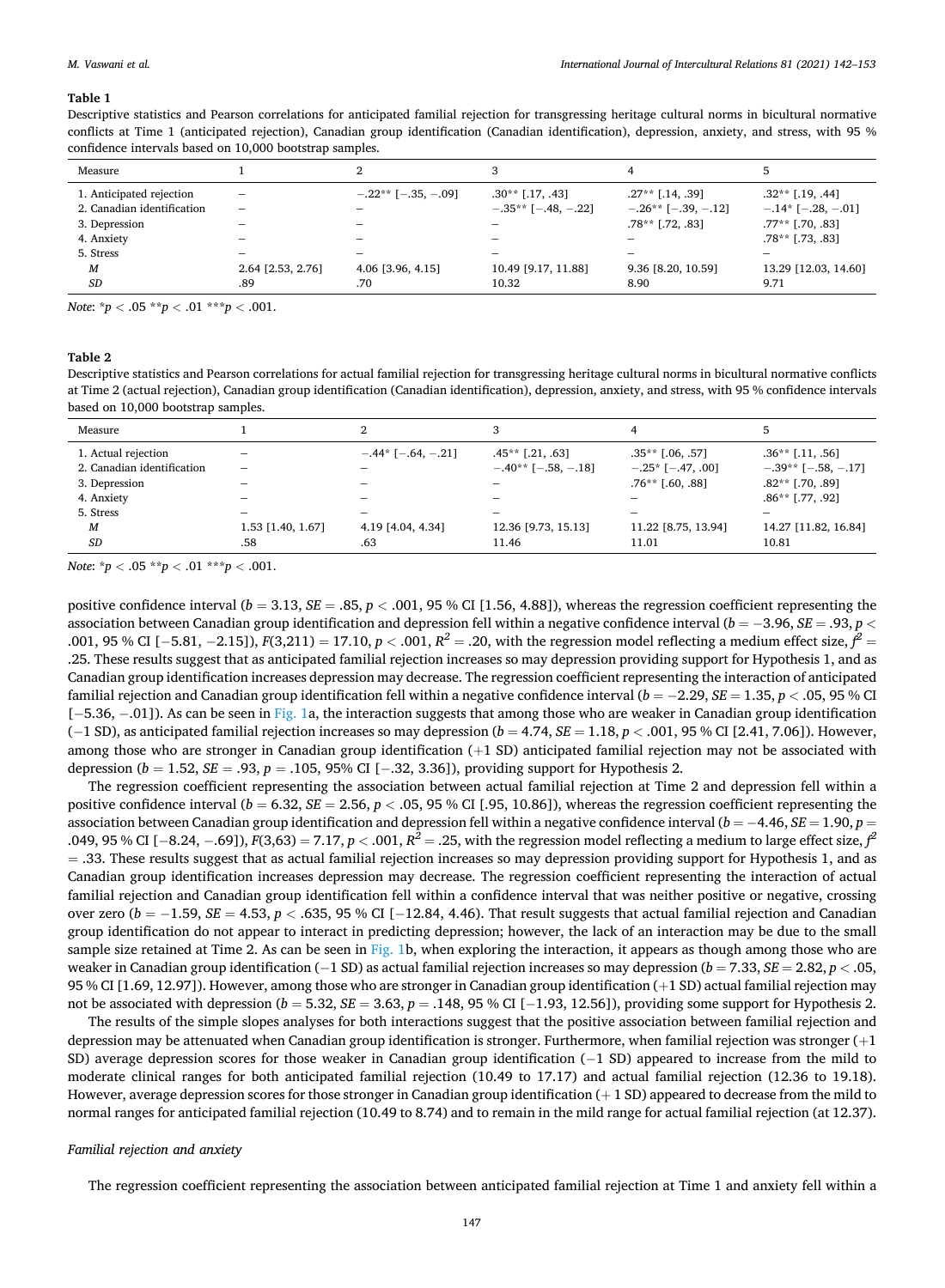**Table 1**

Descriptive statistics and Pearson correlations for anticipated familial rejection for transgressing heritage cultural norms in bicultural normative conflicts at Time 1 (anticipated rejection), Canadian group identification (Canadian identification), depression, anxiety, and stress, with 95 % confidence intervals based on 10,000 bootstrap samples.

| Measure | 1 | 2 | 3 | 4 | 5 |
|---|---|---|---|---|---|
| 1. Anticipated rejection | – | −.22** [−.35, −.09] | .30** [.17, .43] | .27** [.14, .39] | .32** [.19, .44] |
| 2. Canadian identification | – | – | −.35** [−.48, −.22] | −.26** [−.39, −.12] | −.14* [−.28, −.01] |
| 3. Depression | – | – | – | .78** [.72, .83] | .77** [.70, .83] |
| 4. Anxiety | – | – | – | – | .78** [.73, .83] |
| 5. Stress | – | – | – | – | – |
| *M* | 2.64 [2.53, 2.76] | 4.06 [3.96, 4.15] | 10.49 [9.17, 11.88] | 9.36 [8.20, 10.59] | 13.29 [12.03, 14.60] |
| *SD* | .89 | .70 | 10.32 | 8.90 | 9.71 |

*Note*: $^{*}p < .05$ $^{**}p < .01$ $^{***}p < .001$.

**Table 2**

Descriptive statistics and Pearson correlations for actual familial rejection for transgressing heritage cultural norms in bicultural normative conflicts at Time 2 (actual rejection), Canadian group identification (Canadian identification), depression, anxiety, and stress, with 95 % confidence intervals based on 10,000 bootstrap samples.

| Measure | 1 | 2 | 3 | 4 | 5 |
|---|---|---|---|---|---|
| 1. Actual rejection | – | −.44* [−.64, −.21] | .45** [.21, .63] | .35** [.06, .57] | .36** [.11, .56] |
| 2. Canadian identification | – | – | −.40** [−.58, −.18] | −.25* [−.47, .00] | −.39** [−.58, −.17] |
| 3. Depression | – | – | – | .76** [.60, .88] | .82** [.70, .89] |
| 4. Anxiety | – | – | – | – | .86** [.77, .92] |
| 5. Stress | – | – | – | – | – |
| *M* | 1.53 [1.40, 1.67] | 4.19 [4.04, 4.34] | 12.36 [9.73, 15.13] | 11.22 [8.75, 13.94] | 14.27 [11.82, 16.84] |
| *SD* | .58 | .63 | 11.46 | 11.01 | 10.81 |

*Note*: $^{*}p < .05$ $^{**}p < .01$ $^{***}p < .001$.

positive confidence interval ($b = 3.13$, $SE = .85$, $p < .001$, 95 % CI [1.56, 4.88]), whereas the regression coefficient representing the association between Canadian group identification and depression fell within a negative confidence interval ($b = -3.96$, $SE = .93$, $p < .001$, 95 % CI [−5.81, −2.15]), $F(3,211) = 17.10$, $p < .001$, $R^2 = .20$, with the regression model reflecting a medium effect size, $f^2 = .25$. These results suggest that as anticipated familial rejection increases so may depression providing support for Hypothesis 1, and as Canadian group identification increases depression may decrease. The regression coefficient representing the interaction of anticipated familial rejection and Canadian group identification fell within a negative confidence interval ($b = -2.29$, $SE = 1.35$, $p < .05$, 95 % CI [−5.36, −.01]). As can be seen in Fig. 1a, the interaction suggests that among those who are weaker in Canadian group identification (−1 SD), as anticipated familial rejection increases so may depression ($b = 4.74$, $SE = 1.18$, $p < .001$, 95 % CI [2.41, 7.06]). However, among those who are stronger in Canadian group identification (+1 SD) anticipated familial rejection may not be associated with depression ($b = 1.52$, $SE = .93$, $p = .105$, 95% CI [−.32, 3.36]), providing support for Hypothesis 2.

The regression coefficient representing the association between actual familial rejection at Time 2 and depression fell within a positive confidence interval ($b = 6.32$, $SE = 2.56$, $p < .05$, 95 % CI [.95, 10.86]), whereas the regression coefficient representing the association between Canadian group identification and depression fell within a negative confidence interval ($b = -4.46$, $SE = 1.90$, $p = .049$, 95 % CI [−8.24, −.69]), $F(3,63) = 7.17$, $p < .001$, $R^2 = .25$, with the regression model reflecting a medium to large effect size, $f^2 = .33$. These results suggest that as actual familial rejection increases so may depression providing support for Hypothesis 1, and as Canadian group identification increases depression may decrease. The regression coefficient representing the interaction of actual familial rejection and Canadian group identification fell within a confidence interval that was neither positive or negative, crossing over zero ($b = -1.59$, $SE = 4.53$, $p < .635$, 95 % CI [−12.84, 4.46). That result suggests that actual familial rejection and Canadian group identification do not appear to interact in predicting depression; however, the lack of an interaction may be due to the small sample size retained at Time 2. As can be seen in Fig. 1b, when exploring the interaction, it appears as though among those who are weaker in Canadian group identification (−1 SD) as actual familial rejection increases so may depression ($b = 7.33$, $SE = 2.82$, $p < .05$, 95 % CI [1.69, 12.97]). However, among those who are stronger in Canadian group identification (+1 SD) actual familial rejection may not be associated with depression ($b = 5.32$, $SE = 3.63$, $p = .148$, 95 % CI [−1.93, 12.56]), providing some support for Hypothesis 2.

The results of the simple slopes analyses for both interactions suggest that the positive association between familial rejection and depression may be attenuated when Canadian group identification is stronger. Furthermore, when familial rejection was stronger (+1 SD) average depression scores for those weaker in Canadian group identification (−1 SD) appeared to increase from the mild to moderate clinical ranges for both anticipated familial rejection (10.49 to 17.17) and actual familial rejection (12.36 to 19.18). However, average depression scores for those stronger in Canadian group identification (+ 1 SD) appeared to decrease from the mild to normal ranges for anticipated familial rejection (10.49 to 8.74) and to remain in the mild range for actual familial rejection (at 12.37).

*Familial rejection and anxiety*

The regression coefficient representing the association between anticipated familial rejection at Time 1 and anxiety fell within a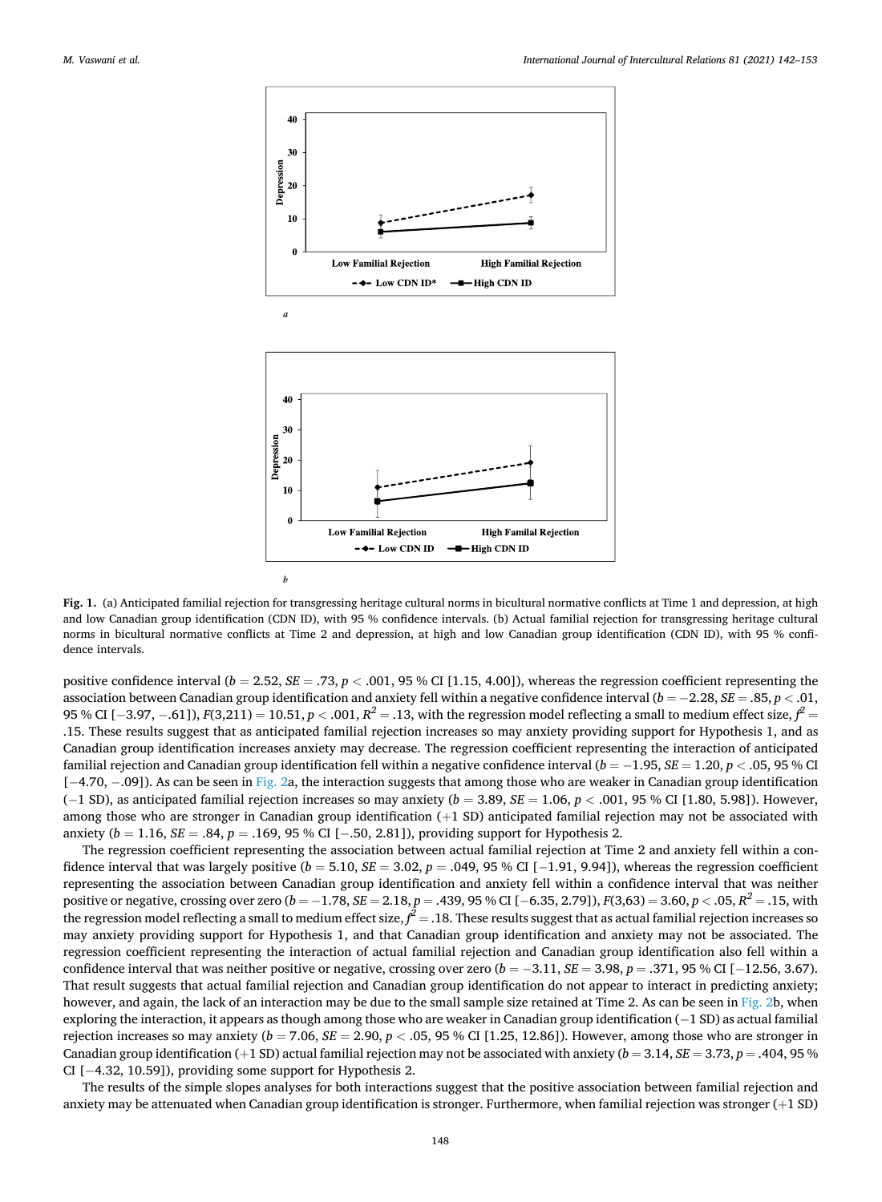**Fig. 1.** (a) Anticipated familial rejection for transgressing heritage cultural norms in bicultural normative conflicts at Time 1 and depression, at high and low Canadian group identification (CDN ID), with 95 % confidence intervals. (b) Actual familial rejection for transgressing heritage cultural norms in bicultural normative conflicts at Time 2 and depression, at high and low Canadian group identification (CDN ID), with 95 % confidence intervals.

positive confidence interval ($b = 2.52$, $SE = .73$, $p < .001$, 95 % CI [1.15, 4.00]), whereas the regression coefficient representing the association between Canadian group identification and anxiety fell within a negative confidence interval ($b = -2.28$, $SE = .85$, $p < .01$, 95 % CI [−3.97, −.61]), $F(3,211) = 10.51$, $p < .001$, $R^2 = .13$, with the regression model reflecting a small to medium effect size, $f^2 = .15$. These results suggest that as anticipated familial rejection increases so may anxiety providing support for Hypothesis 1, and as Canadian group identification increases anxiety may decrease. The regression coefficient representing the interaction of anticipated familial rejection and Canadian group identification fell within a negative confidence interval ($b = -1.95$, $SE = 1.20$, $p < .05$, 95 % CI [−4.70, −.09]). As can be seen in Fig. 2a, the interaction suggests that among those who are weaker in Canadian group identification (−1 SD), as anticipated familial rejection increases so may anxiety ($b = 3.89$, $SE = 1.06$, $p < .001$, 95 % CI [1.80, 5.98]). However, among those who are stronger in Canadian group identification (+1 SD) anticipated familial rejection may not be associated with anxiety ($b = 1.16$, $SE = .84$, $p = .169$, 95 % CI [−.50, 2.81]), providing support for Hypothesis 2.

The regression coefficient representing the association between actual familial rejection at Time 2 and anxiety fell within a confidence interval that was largely positive ($b = 5.10$, $SE = 3.02$, $p = .049$, 95 % CI [−1.91, 9.94]), whereas the regression coefficient representing the association between Canadian group identification and anxiety fell within a confidence interval that was neither positive or negative, crossing over zero ($b = -1.78$, $SE = 2.18$, $p = .439$, 95 % CI [−6.35, 2.79]), $F(3,63) = 3.60$, $p < .05$, $R^2 = .15$, with the regression model reflecting a small to medium effect size, $f^2 = .18$. These results suggest that as actual familial rejection increases so may anxiety providing support for Hypothesis 1, and that Canadian group identification and anxiety may not be associated. The regression coefficient representing the interaction of actual familial rejection and Canadian group identification also fell within a confidence interval that was neither positive or negative, crossing over zero ($b = -3.11$, $SE = 3.98$, $p = .371$, 95 % CI [−12.56, 3.67). That result suggests that actual familial rejection and Canadian group identification do not appear to interact in predicting anxiety; however, and again, the lack of an interaction may be due to the small sample size retained at Time 2. As can be seen in Fig. 2b, when exploring the interaction, it appears as though among those who are weaker in Canadian group identification (−1 SD) as actual familial rejection increases so may anxiety ($b = 7.06$, $SE = 2.90$, $p < .05$, 95 % CI [1.25, 12.86]). However, among those who are stronger in Canadian group identification (+1 SD) actual familial rejection may not be associated with anxiety ($b = 3.14$, $SE = 3.73$, $p = .404$, 95 % CI [−4.32, 10.59]), providing some support for Hypothesis 2.

The results of the simple slopes analyses for both interactions suggest that the positive association between familial rejection and anxiety may be attenuated when Canadian group identification is stronger. Furthermore, when familial rejection was stronger (+1 SD)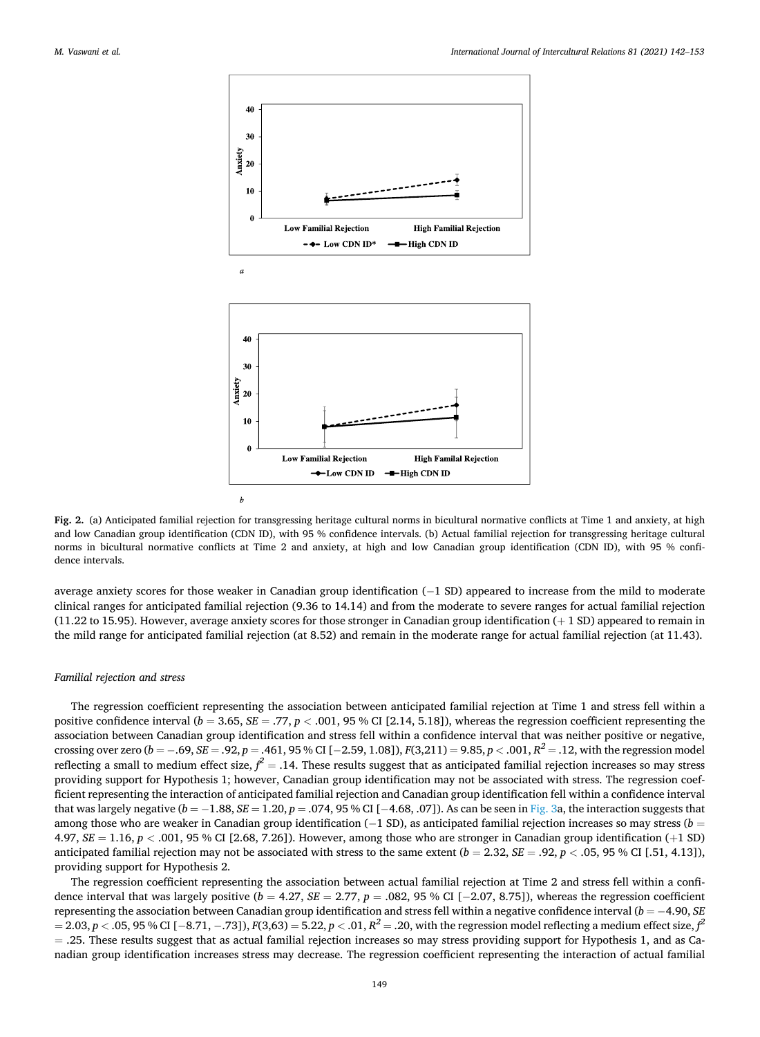**Fig. 2.** (a) Anticipated familial rejection for transgressing heritage cultural norms in bicultural normative conflicts at Time 1 and anxiety, at high and low Canadian group identification (CDN ID), with 95 % confidence intervals. (b) Actual familial rejection for transgressing heritage cultural norms in bicultural normative conflicts at Time 2 and anxiety, at high and low Canadian group identification (CDN ID), with 95 % confidence intervals.

average anxiety scores for those weaker in Canadian group identification (−1 SD) appeared to increase from the mild to moderate clinical ranges for anticipated familial rejection (9.36 to 14.14) and from the moderate to severe ranges for actual familial rejection (11.22 to 15.95). However, average anxiety scores for those stronger in Canadian group identification (+ 1 SD) appeared to remain in the mild range for anticipated familial rejection (at 8.52) and remain in the moderate range for actual familial rejection (at 11.43).

*Familial rejection and stress*

The regression coefficient representing the association between anticipated familial rejection at Time 1 and stress fell within a positive confidence interval ($b = 3.65$, $SE = .77$, $p < .001$, 95 % CI [2.14, 5.18]), whereas the regression coefficient representing the association between Canadian group identification and stress fell within a confidence interval that was neither positive or negative, crossing over zero ($b = -.69$, $SE = .92$, $p = .461$, 95 % CI [−2.59, 1.08]), $F(3,211) = 9.85$, $p < .001$, $R^2 = .12$, with the regression model reflecting a small to medium effect size, $f^2 = .14$. These results suggest that as anticipated familial rejection increases so may stress providing support for Hypothesis 1; however, Canadian group identification may not be associated with stress. The regression coefficient representing the interaction of anticipated familial rejection and Canadian group identification fell within a confidence interval that was largely negative ($b = -1.88$, $SE = 1.20$, $p = .074$, 95 % CI [−4.68, .07]). As can be seen in Fig. 3a, the interaction suggests that among those who are weaker in Canadian group identification (−1 SD), as anticipated familial rejection increases so may stress ($b = 4.97$, $SE = 1.16$, $p < .001$, 95 % CI [2.68, 7.26]). However, among those who are stronger in Canadian group identification (+1 SD) anticipated familial rejection may not be associated with stress to the same extent ($b = 2.32$, $SE = .92$, $p < .05$, 95 % CI [.51, 4.13]), providing support for Hypothesis 2.

The regression coefficient representing the association between actual familial rejection at Time 2 and stress fell within a confidence interval that was largely positive ($b = 4.27$, $SE = 2.77$, $p = .082$, 95 % CI [−2.07, 8.75]), whereas the regression coefficient representing the association between Canadian group identification and stress fell within a negative confidence interval ($b = -4.90$, $SE = 2.03$, $p < .05$, 95 % CI [−8.71, −.73]), $F(3,63) = 5.22$, $p < .01$, $R^2 = .20$, with the regression model reflecting a medium effect size, $f^2 = .25$. These results suggest that as actual familial rejection increases so may stress providing support for Hypothesis 1, and as Canadian group identification increases stress may decrease. The regression coefficient representing the interaction of actual familial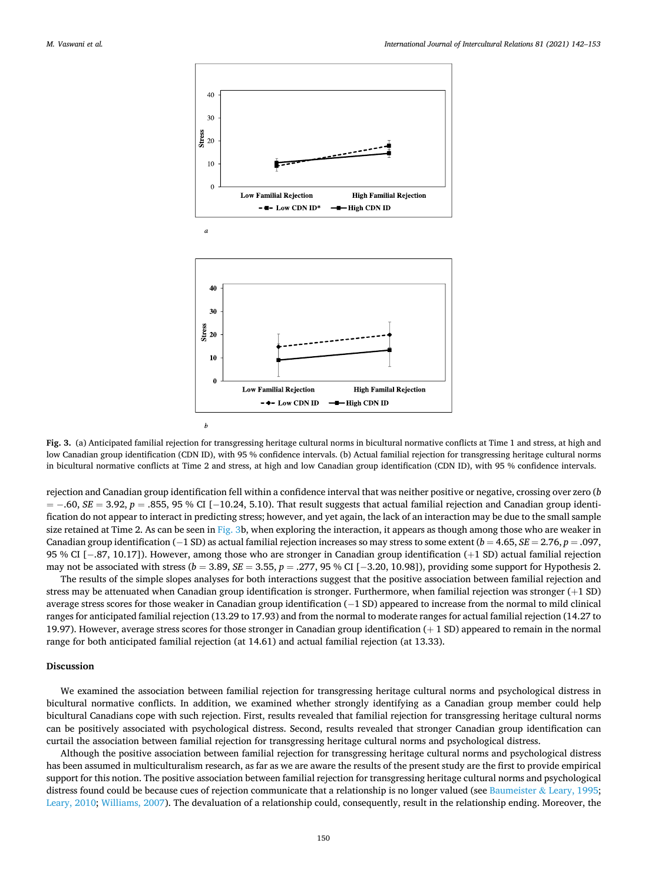Fig. 3. (a) Anticipated familial rejection for transgressing heritage cultural norms in bicultural normative conflicts at Time 1 and stress, at high and low Canadian group identification (CDN ID), with 95 % confidence intervals. (b) Actual familial rejection for transgressing heritage cultural norms in bicultural normative conflicts at Time 2 and stress, at high and low Canadian group identification (CDN ID), with 95 % confidence intervals.

rejection and Canadian group identification fell within a confidence interval that was neither positive or negative, crossing over zero ($b = -.60$, $SE = 3.92$, $p = .855$, 95 % CI [−10.24, 5.10]). That result suggests that actual familial rejection and Canadian group identification do not appear to interact in predicting stress; however, and yet again, the lack of an interaction may be due to the small sample size retained at Time 2. As can be seen in Fig. 3b, when exploring the interaction, it appears as though among those who are weaker in Canadian group identification (−1 SD) as actual familial rejection increases so may stress to some extent ($b = 4.65$, $SE = 2.76$, $p = .097$, 95 % CI [−.87, 10.17]). However, among those who are stronger in Canadian group identification (+1 SD) actual familial rejection may not be associated with stress ($b = 3.89$, $SE = 3.55$, $p = .277$, 95 % CI [−3.20, 10.98]), providing some support for Hypothesis 2.

The results of the simple slopes analyses for both interactions suggest that the positive association between familial rejection and stress may be attenuated when Canadian group identification is stronger. Furthermore, when familial rejection was stronger (+1 SD) average stress scores for those weaker in Canadian group identification (−1 SD) appeared to increase from the normal to mild clinical ranges for anticipated familial rejection (13.29 to 17.93) and from the normal to moderate ranges for actual familial rejection (14.27 to 19.97). However, average stress scores for those stronger in Canadian group identification (+ 1 SD) appeared to remain in the normal range for both anticipated familial rejection (at 14.61) and actual familial rejection (at 13.33).

## Discussion

We examined the association between familial rejection for transgressing heritage cultural norms and psychological distress in bicultural normative conflicts. In addition, we examined whether strongly identifying as a Canadian group member could help bicultural Canadians cope with such rejection. First, results revealed that familial rejection for transgressing heritage cultural norms can be positively associated with psychological distress. Second, results revealed that stronger Canadian group identification can curtail the association between familial rejection for transgressing heritage cultural norms and psychological distress.

Although the positive association between familial rejection for transgressing heritage cultural norms and psychological distress has been assumed in multiculturalism research, as far as we are aware the results of the present study are the first to provide empirical support for this notion. The positive association between familial rejection for transgressing heritage cultural norms and psychological distress found could be because cues of rejection communicate that a relationship is no longer valued (see Baumeister & Leary, 1995; Leary, 2010; Williams, 2007). The devaluation of a relationship could, consequently, result in the relationship ending. Moreover, the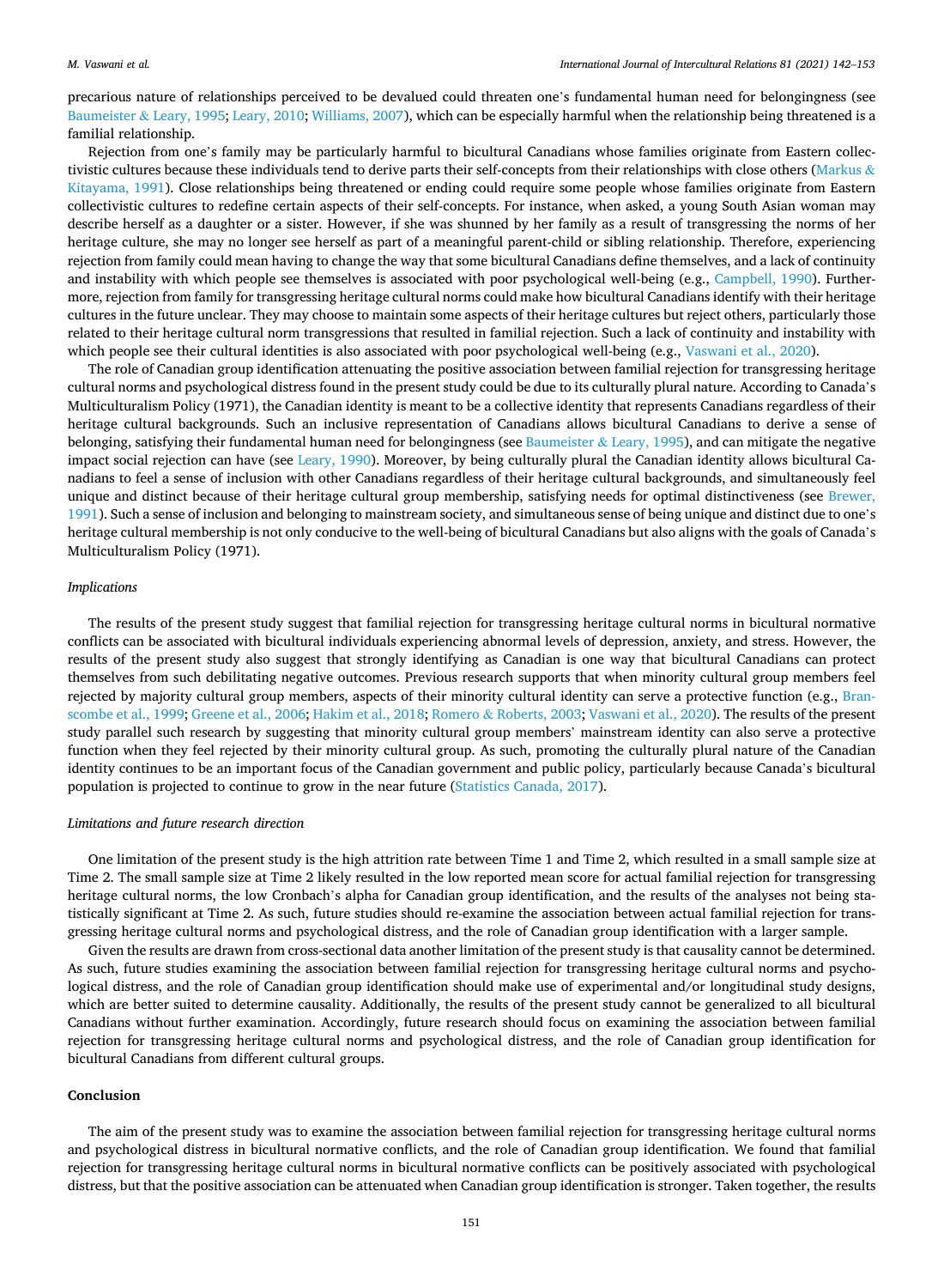precarious nature of relationships perceived to be devalued could threaten one's fundamental human need for belongingness (see Baumeister & Leary, 1995; Leary, 2010; Williams, 2007), which can be especially harmful when the relationship being threatened is a familial relationship.

Rejection from one's family may be particularly harmful to bicultural Canadians whose families originate from Eastern collectivistic cultures because these individuals tend to derive parts their self-concepts from their relationships with close others (Markus & Kitayama, 1991). Close relationships being threatened or ending could require some people whose families originate from Eastern collectivistic cultures to redefine certain aspects of their self-concepts. For instance, when asked, a young South Asian woman may describe herself as a daughter or a sister. However, if she was shunned by her family as a result of transgressing the norms of her heritage culture, she may no longer see herself as part of a meaningful parent-child or sibling relationship. Therefore, experiencing rejection from family could mean having to change the way that some bicultural Canadians define themselves, and a lack of continuity and instability with which people see themselves is associated with poor psychological well-being (e.g., Campbell, 1990). Furthermore, rejection from family for transgressing heritage cultural norms could make how bicultural Canadians identify with their heritage cultures in the future unclear. They may choose to maintain some aspects of their heritage cultures but reject others, particularly those related to their heritage cultural norm transgressions that resulted in familial rejection. Such a lack of continuity and instability with which people see their cultural identities is also associated with poor psychological well-being (e.g., Vaswani et al., 2020).

The role of Canadian group identification attenuating the positive association between familial rejection for transgressing heritage cultural norms and psychological distress found in the present study could be due to its culturally plural nature. According to Canada's Multiculturalism Policy (1971), the Canadian identity is meant to be a collective identity that represents Canadians regardless of their heritage cultural backgrounds. Such an inclusive representation of Canadians allows bicultural Canadians to derive a sense of belonging, satisfying their fundamental human need for belongingness (see Baumeister & Leary, 1995), and can mitigate the negative impact social rejection can have (see Leary, 1990). Moreover, by being culturally plural the Canadian identity allows bicultural Canadians to feel a sense of inclusion with other Canadians regardless of their heritage cultural backgrounds, and simultaneously feel unique and distinct because of their heritage cultural group membership, satisfying needs for optimal distinctiveness (see Brewer, 1991). Such a sense of inclusion and belonging to mainstream society, and simultaneous sense of being unique and distinct due to one's heritage cultural membership is not only conducive to the well-being of bicultural Canadians but also aligns with the goals of Canada's Multiculturalism Policy (1971).

### *Implications*

The results of the present study suggest that familial rejection for transgressing heritage cultural norms in bicultural normative conflicts can be associated with bicultural individuals experiencing abnormal levels of depression, anxiety, and stress. However, the results of the present study also suggest that strongly identifying as Canadian is one way that bicultural Canadians can protect themselves from such debilitating negative outcomes. Previous research supports that when minority cultural group members feel rejected by majority cultural group members, aspects of their minority cultural identity can serve a protective function (e.g., Branscombe et al., 1999; Greene et al., 2006; Hakim et al., 2018; Romero & Roberts, 2003; Vaswani et al., 2020). The results of the present study parallel such research by suggesting that minority cultural group members' mainstream identity can also serve a protective function when they feel rejected by their minority cultural group. As such, promoting the culturally plural nature of the Canadian identity continues to be an important focus of the Canadian government and public policy, particularly because Canada's bicultural population is projected to continue to grow in the near future (Statistics Canada, 2017).

### *Limitations and future research direction*

One limitation of the present study is the high attrition rate between Time 1 and Time 2, which resulted in a small sample size at Time 2. The small sample size at Time 2 likely resulted in the low reported mean score for actual familial rejection for transgressing heritage cultural norms, the low Cronbach's alpha for Canadian group identification, and the results of the analyses not being statistically significant at Time 2. As such, future studies should re-examine the association between actual familial rejection for transgressing heritage cultural norms and psychological distress, and the role of Canadian group identification with a larger sample.

Given the results are drawn from cross-sectional data another limitation of the present study is that causality cannot be determined. As such, future studies examining the association between familial rejection for transgressing heritage cultural norms and psychological distress, and the role of Canadian group identification should make use of experimental and/or longitudinal study designs, which are better suited to determine causality. Additionally, the results of the present study cannot be generalized to all bicultural Canadians without further examination. Accordingly, future research should focus on examining the association between familial rejection for transgressing heritage cultural norms and psychological distress, and the role of Canadian group identification for bicultural Canadians from different cultural groups.

## Conclusion

The aim of the present study was to examine the association between familial rejection for transgressing heritage cultural norms and psychological distress in bicultural normative conflicts, and the role of Canadian group identification. We found that familial rejection for transgressing heritage cultural norms in bicultural normative conflicts can be positively associated with psychological distress, but that the positive association can be attenuated when Canadian group identification is stronger. Taken together, the results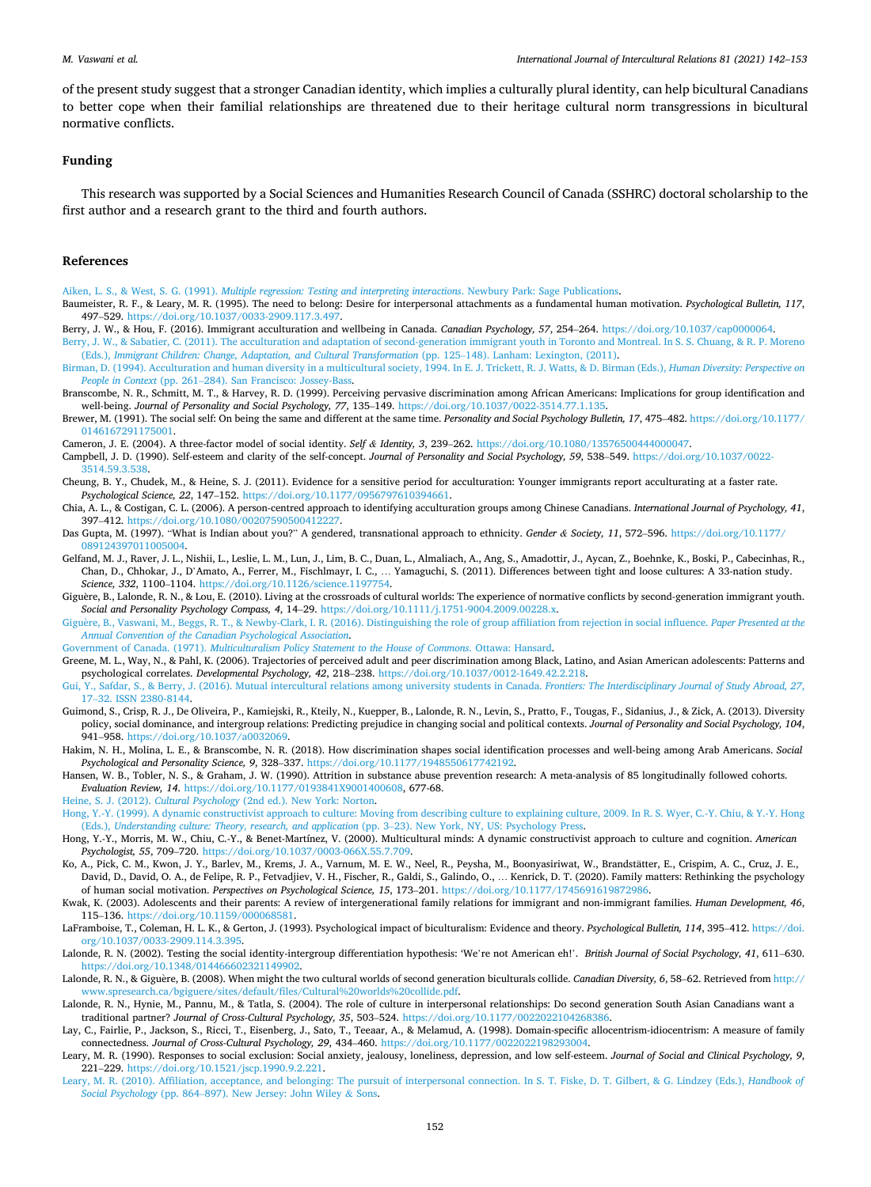of the present study suggest that a stronger Canadian identity, which implies a culturally plural identity, can help bicultural Canadians to better cope when their familial relationships are threatened due to their heritage cultural norm transgressions in bicultural normative conflicts.

## Funding

This research was supported by a Social Sciences and Humanities Research Council of Canada (SSHRC) doctoral scholarship to the first author and a research grant to the third and fourth authors.

## References

Aiken, L. S., & West, S. G. (1991). *Multiple regression: Testing and interpreting interactions*. Newbury Park: Sage Publications.

Baumeister, R. F., & Leary, M. R. (1995). The need to belong: Desire for interpersonal attachments as a fundamental human motivation. *Psychological Bulletin, 117*, 497–529. https://doi.org/10.1037/0033-2909.117.3.497.

Berry, J. W., & Hou, F. (2016). Immigrant acculturation and wellbeing in Canada. *Canadian Psychology, 57*, 254–264. https://doi.org/10.1037/cap0000064.

Berry, J. W., & Sabatier, C. (2011). The acculturation and adaptation of second-generation immigrant youth in Toronto and Montreal. In S. S. Chuang, & R. P. Moreno (Eds.), *Immigrant Children: Change, Adaptation, and Cultural Transformation* (pp. 125–148). Lanham: Lexington, (2011).

Birman, D. (1994). Acculturation and human diversity in a multicultural society, 1994. In E. J. Trickett, R. J. Watts, & D. Birman (Eds.), *Human Diversity: Perspective on People in Context* (pp. 261–284). San Francisco: Jossey-Bass.

Branscombe, N. R., Schmitt, M. T., & Harvey, R. D. (1999). Perceiving pervasive discrimination among African Americans: Implications for group identification and well-being. *Journal of Personality and Social Psychology, 77*, 135–149. https://doi.org/10.1037/0022-3514.77.1.135.

Brewer, M. (1991). The social self: On being the same and different at the same time. *Personality and Social Psychology Bulletin, 17*, 475–482. https://doi.org/10.1177/0146167291175001.

Cameron, J. E. (2004). A three-factor model of social identity. *Self & Identity, 3*, 239–262. https://doi.org/10.1080/13576500444000047.

Campbell, J. D. (1990). Self-esteem and clarity of the self-concept. *Journal of Personality and Social Psychology, 59*, 538–549. https://doi.org/10.1037/0022-3514.59.3.538.

Cheung, B. Y., Chudek, M., & Heine, S. J. (2011). Evidence for a sensitive period for acculturation: Younger immigrants report acculturating at a faster rate. *Psychological Science, 22*, 147–152. https://doi.org/10.1177/0956797610394661.

Chia, A. L., & Costigan, C. L. (2006). A person-centred approach to identifying acculturation groups among Chinese Canadians. *International Journal of Psychology, 41*, 397–412. https://doi.org/10.1080/00207590500412227.

Das Gupta, M. (1997). "What is Indian about you?" A gendered, transnational approach to ethnicity. *Gender & Society, 11*, 572–596. https://doi.org/10.1177/089124397011005004.

Gelfand, M. J., Raver, J. L., Nishii, L., Leslie, L. M., Lun, J., Lim, B. C., Duan, L., Almaliach, A., Ang, S., Amadottir, J., Aycan, Z., Boehnke, K., Boski, P., Cabecinhas, R., Chan, D., Chhokar, J., D'Amato, A., Ferrer, M., Fischlmayr, I. C., … Yamaguchi, S. (2011). Differences between tight and loose cultures: A 33-nation study. *Science, 332*, 1100–1104. https://doi.org/10.1126/science.1197754.

Giguère, B., Lalonde, R. N., & Lou, E. (2010). Living at the crossroads of cultural worlds: The experience of normative conflicts by second-generation immigrant youth. *Social and Personality Psychology Compass, 4*, 14–29. https://doi.org/10.1111/j.1751-9004.2009.00228.x.

Giguère, B., Vaswani, M., Beggs, R. T., & Newby-Clark, I. R. (2016). Distinguishing the role of group affiliation from rejection in social influence. *Paper Presented at the Annual Convention of the Canadian Psychological Association*.

Government of Canada. (1971). *Multiculturalism Policy Statement to the House of Commons*. Ottawa: Hansard.

Greene, M. L., Way, N., & Pahl, K. (2006). Trajectories of perceived adult and peer discrimination among Black, Latino, and Asian American adolescents: Patterns and psychological correlates. *Developmental Psychology, 42*, 218–238. https://doi.org/10.1037/0012-1649.42.2.218.

Gui, Y., Safdar, S., & Berry, J. (2016). Mutual intercultural relations among university students in Canada. *Frontiers: The Interdisciplinary Journal of Study Abroad, 27*, 17–32. ISSN 2380-8144.

Guimond, S., Crisp, R. J., De Oliveira, P., Kamiejski, R., Kteily, N., Kuepper, B., Lalonde, R. N., Levin, S., Pratto, F., Tougas, F., Sidanius, J., & Zick, A. (2013). Diversity policy, social dominance, and intergroup relations: Predicting prejudice in changing social and political contexts. *Journal of Personality and Social Psychology, 104*, 941–958. https://doi.org/10.1037/a0032069.

Hakim, N. H., Molina, L. E., & Branscombe, N. R. (2018). How discrimination shapes social identification processes and well-being among Arab Americans. *Social Psychological and Personality Science, 9*, 328–337. https://doi.org/10.1177/1948550617742192.

Hansen, W. B., Tobler, N. S., & Graham, J. W. (1990). Attrition in substance abuse prevention research: A meta-analysis of 85 longitudinally followed cohorts. *Evaluation Review, 14*. https://doi.org/10.1177/0193841X9001400608, 677-68.

Heine, S. J. (2012). *Cultural Psychology* (2nd ed.). New York: Norton.

Hong, Y.-Y. (1999). A dynamic constructivist approach to culture: Moving from describing culture to explaining culture, 2009. In R. S. Wyer, C.-Y. Chiu, & Y.-Y. Hong (Eds.), *Understanding culture: Theory, research, and application* (pp. 3–23). New York, NY, US: Psychology Press.

Hong, Y.-Y., Morris, M. W., Chiu, C.-Y., & Benet-Martínez, V. (2000). Multicultural minds: A dynamic constructivist approach to culture and cognition. *American Psychologist, 55*, 709–720. https://doi.org/10.1037/0003-066X.55.7.709.

Ko, A., Pick, C. M., Kwon, J. Y., Barlev, M., Krems, J. A., Varnum, M. E. W., Neel, R., Peysha, M., Boonyasiriwat, W., Brandstätter, E., Crispim, A. C., Cruz, J. E., David, D., David, O. A., de Felipe, R. P., Fetvadjiev, V. H., Fischer, R., Galdi, S., Galindo, O., … Kenrick, D. T. (2020). Family matters: Rethinking the psychology of human social motivation. *Perspectives on Psychological Science, 15*, 173–201. https://doi.org/10.1177/1745691619872986.

Kwak, K. (2003). Adolescents and their parents: A review of intergenerational family relations for immigrant and non-immigrant families. *Human Development, 46*, 115–136. https://doi.org/10.1159/000068581.

LaFramboise, T., Coleman, H. L. K., & Gerton, J. (1993). Psychological impact of biculturalism: Evidence and theory. *Psychological Bulletin, 114*, 395–412. https://doi.org/10.1037/0033-2909.114.3.395.

Lalonde, R. N. (2002). Testing the social identity-intergroup differentiation hypothesis: 'We're not American eh!'. *British Journal of Social Psychology, 41*, 611–630. https://doi.org/10.1348/014466602321149902.

Lalonde, R. N., & Giguère, B. (2008). When might the two cultural worlds of second generation biculturals collide. *Canadian Diversity, 6*, 58–62. Retrieved from http://www.spresearch.ca/bgiguere/sites/default/files/Cultural%20worlds%20collide.pdf.

Lalonde, R. N., Hynie, M., Pannu, M., & Tatla, S. (2004). The role of culture in interpersonal relationships: Do second generation South Asian Canadians want a traditional partner? *Journal of Cross-Cultural Psychology, 35*, 503–524. https://doi.org/10.1177/0022022104268386.

Lay, C., Fairlie, P., Jackson, S., Ricci, T., Eisenberg, J., Sato, T., Teeaar, A., & Melamud, A. (1998). Domain-specific allocentrism-idiocentrism: A measure of family connectedness. *Journal of Cross-Cultural Psychology, 29*, 434–460. https://doi.org/10.1177/0022022198293004.

Leary, M. R. (1990). Responses to social exclusion: Social anxiety, jealousy, loneliness, depression, and low self-esteem. *Journal of Social and Clinical Psychology, 9*, 221–229. https://doi.org/10.1521/jscp.1990.9.2.221.

Leary, M. R. (2010). Affiliation, acceptance, and belonging: The pursuit of interpersonal connection. In S. T. Fiske, D. T. Gilbert, & G. Lindzey (Eds.), *Handbook of Social Psychology* (pp. 864–897). New Jersey: John Wiley & Sons.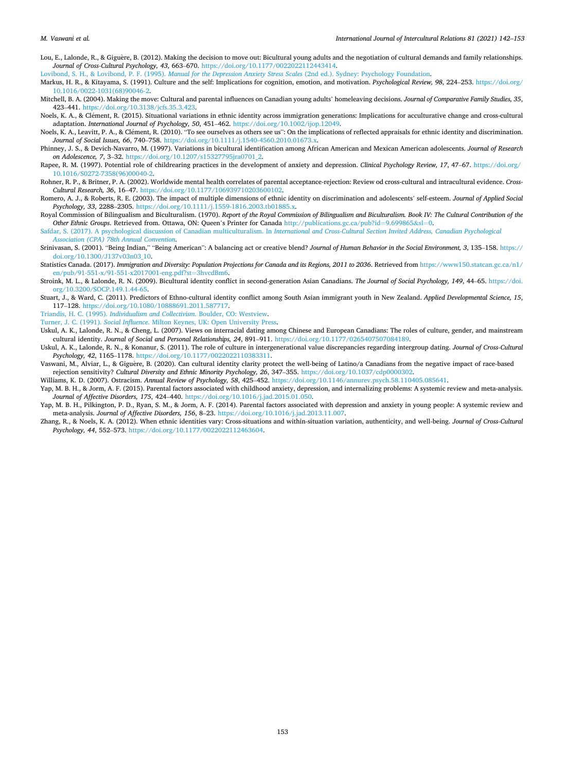Lou, E., Lalonde, R., & Giguère, B. (2012). Making the decision to move out: Bicultural young adults and the negotiation of cultural demands and family relationships. *Journal of Cross-Cultural Psychology, 43*, 663–670. https://doi.org/10.1177/0022022112443414.

Lovibond, S. H., & Lovibond, P. F. (1995). *Manual for the Depression Anxiety Stress Scales* (2nd ed.). Sydney: Psychology Foundation.

Markus, H. R., & Kitayama, S. (1991). Culture and the self: Implications for cognition, emotion, and motivation. *Psychological Review, 98*, 224–253. https://doi.org/10.1016/0022-1031(68)90046-2.

Mitchell, B. A. (2004). Making the move: Cultural and parental influences on Canadian young adults' homeleaving decisions. *Journal of Comparative Family Studies, 35*, 423–441. https://doi.org/10.3138/jcfs.35.3.423.

Noels, K. A., & Clément, R. (2015). Situational variations in ethnic identity across immigration generations: Implications for acculturative change and cross-cultural adaptation. *International Journal of Psychology, 50*, 451–462. https://doi.org/10.1002/ijop.12049.

Noels, K. A., Leavitt, P. A., & Clément, R. (2010). "To see ourselves as others see us": On the implications of reflected appraisals for ethnic identity and discrimination. *Journal of Social Issues, 66*, 740–758. https://doi.org/10.1111/j.1540-4560.2010.01673.x.

Phinney, J. S., & Devich-Navarro, M. (1997). Variations in bicultural identification among African American and Mexican American adolescents. *Journal of Research on Adolescence, 7*, 3–32. https://doi.org/10.1207/s15327795jra0701_2.

Rapee, R. M. (1997). Potential role of childrearing practices in the development of anxiety and depression. *Clinical Psychology Review, 17*, 47–67. https://doi.org/10.1016/S0272-7358(96)00040-2.

Rohner, R. P., & Britner, P. A. (2002). Worldwide mental health correlates of parental acceptance-rejection: Review od cross-cultural and intracultural evidence. *Cross-Cultural Research, 36*, 16–47. https://doi.org/10.1177/106939710203600102.

Romero, A. J., & Roberts, R. E. (2003). The impact of multiple dimensions of ethnic identity on discrimination and adolescents' self-esteem. *Journal of Applied Social Psychology, 33*, 2288–2305. https://doi.org/10.1111/j.1559-1816.2003.tb01885.x.

Royal Commission of Bilingualism and Biculturalism. (1970). *Report of the Royal Commission of Bilingualism and Biculturalism. Book IV: The Cultural Contribution of the Other Ethnic Groups*. Retrieved from. Ottawa, ON: Queen's Printer for Canada http://publications.gc.ca/pub?id=9.699865&sl=0.

Safdar, S. (2017). A psychological discussion of Canadian multiculturalism. In *International and Cross-Cultural Section Invited Address, Canadian Psychological Association (CPA) 78th Annual Convention*.

Srinivasan, S. (2001). "Being Indian," "Being American": A balancing act or creative blend? *Journal of Human Behavior in the Social Environment, 3*, 135–158. https://doi.org/10.1300/J137v03n03_10.

Statistics Canada. (2017). *Immigration and Diversity: Population Projections for Canada and its Regions, 2011 to 2036*. Retrieved from https://www150.statcan.gc.ca/n1/en/pub/91-551-x/91-551-x2017001-eng.pdf?st=3hvcdBm6.

Stroink, M. L., & Lalonde, R. N. (2009). Bicultural identity conflict in second-generation Asian Canadians. *The Journal of Social Psychology, 149*, 44–65. https://doi.org/10.3200/SOCP.149.1.44-65.

Stuart, J., & Ward, C. (2011). Predictors of Ethno-cultural identity conflict among South Asian immigrant youth in New Zealand. *Applied Developmental Science, 15*, 117–128. https://doi.org/10.1080/10888691.2011.587717.

Triandis, H. C. (1995). *Individualism and Collectivism*. Boulder, CO: Westview.

Turner, J. C. (1991). *Social Influence*. Milton Keynes, UK: Open University Press.

Uskul, A. K., Lalonde, R. N., & Cheng, L. (2007). Views on interracial dating among Chinese and European Canadians: The roles of culture, gender, and mainstream cultural identity. *Journal of Social and Personal Relationships, 24*, 891–911. https://doi.org/10.1177/0265407507084189.

Uskul, A. K., Lalonde, R. N., & Konanur, S. (2011). The role of culture in intergenerational value discrepancies regarding intergroup dating. *Journal of Cross-Cultural Psychology, 42*, 1165–1178. https://doi.org/10.1177/0022022110383311.

Vaswani, M., Alviar, L., & Giguère, B. (2020). Can cultural identity clarity protect the well-being of Latino/a Canadians from the negative impact of race-based rejection sensitivity? *Cultural Diversity and Ethnic Minority Psychology, 26*, 347–355. https://doi.org/10.1037/cdp0000302.

Williams, K. D. (2007). Ostracism. *Annual Review of Psychology, 58*, 425–452. https://doi.org/10.1146/annurev.psych.58.110405.085641.

Yap, M. B. H., & Jorm, A. F. (2015). Parental factors associated with childhood anxiety, depression, and internalizing problems: A systemic review and meta-analysis. *Journal of Affective Disorders, 175*, 424–440. https://doi.org/10.1016/j.jad.2015.01.050.

Yap, M. B. H., Pilkington, P. D., Ryan, S. M., & Jorm, A. F. (2014). Parental factors associated with depression and anxiety in young people: A systemic review and meta-analysis. *Journal of Affective Disorders, 156*, 8–23. https://doi.org/10.1016/j.jad.2013.11.007.

Zhang, R., & Noels, K. A. (2012). When ethnic identities vary: Cross-situations and within-situation variation, authenticity, and well-being. *Journal of Cross-Cultural Psychology, 44*, 552–573. https://doi.org/10.1177/0022022112463604.